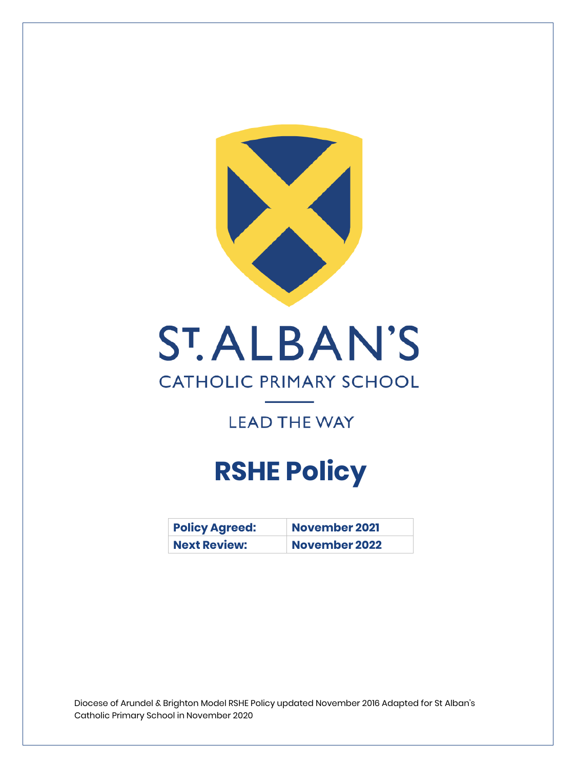# ST. ALBAN'S

CATHOLIC PRIMARY SCHOOL

LEAD THE WAY

# RSHE Policy

| Policy Agreed: | November 2021 |
|---|---|
| Next Review: | November 2022 |

Diocese of Arundel & Brighton Model RSHE Policy updated November 2016 Adapted for St Alban's Catholic Primary School in November 2020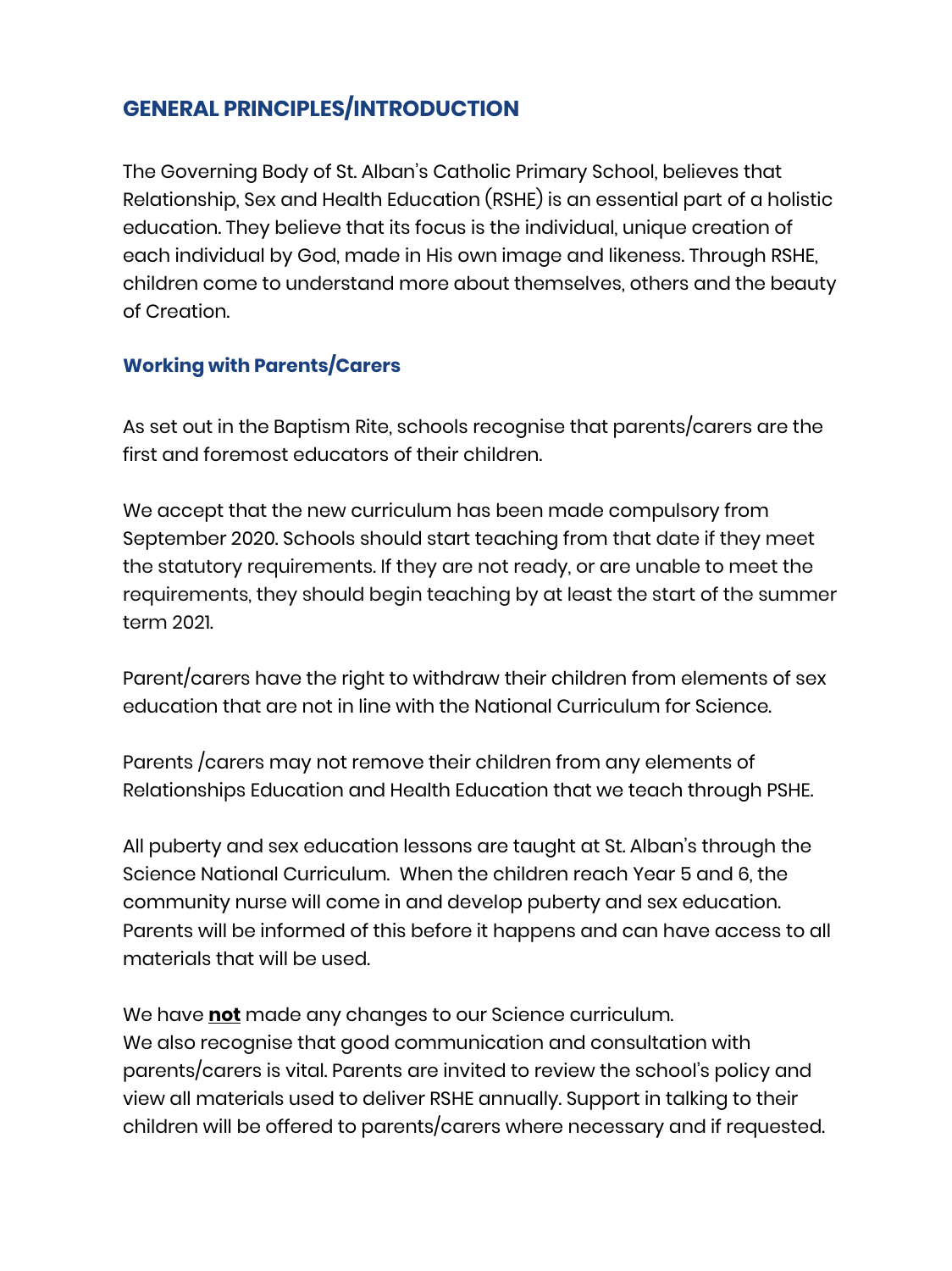## GENERAL PRINCIPLES/INTRODUCTION

The Governing Body of St. Alban's Catholic Primary School, believes that Relationship, Sex and Health Education (RSHE) is an essential part of a holistic education. They believe that its focus is the individual, unique creation of each individual by God, made in His own image and likeness. Through RSHE, children come to understand more about themselves, others and the beauty of Creation.

### Working with Parents/Carers

As set out in the Baptism Rite, schools recognise that parents/carers are the first and foremost educators of their children.

We accept that the new curriculum has been made compulsory from September 2020. Schools should start teaching from that date if they meet the statutory requirements. If they are not ready, or are unable to meet the requirements, they should begin teaching by at least the start of the summer term 2021.

Parent/carers have the right to withdraw their children from elements of sex education that are not in line with the National Curriculum for Science.

Parents /carers may not remove their children from any elements of Relationships Education and Health Education that we teach through PSHE.

All puberty and sex education lessons are taught at St. Alban's through the Science National Curriculum. When the children reach Year 5 and 6, the community nurse will come in and develop puberty and sex education. Parents will be informed of this before it happens and can have access to all materials that will be used.

We have **not** made any changes to our Science curriculum.
We also recognise that good communication and consultation with parents/carers is vital. Parents are invited to review the school's policy and view all materials used to deliver RSHE annually. Support in talking to their children will be offered to parents/carers where necessary and if requested.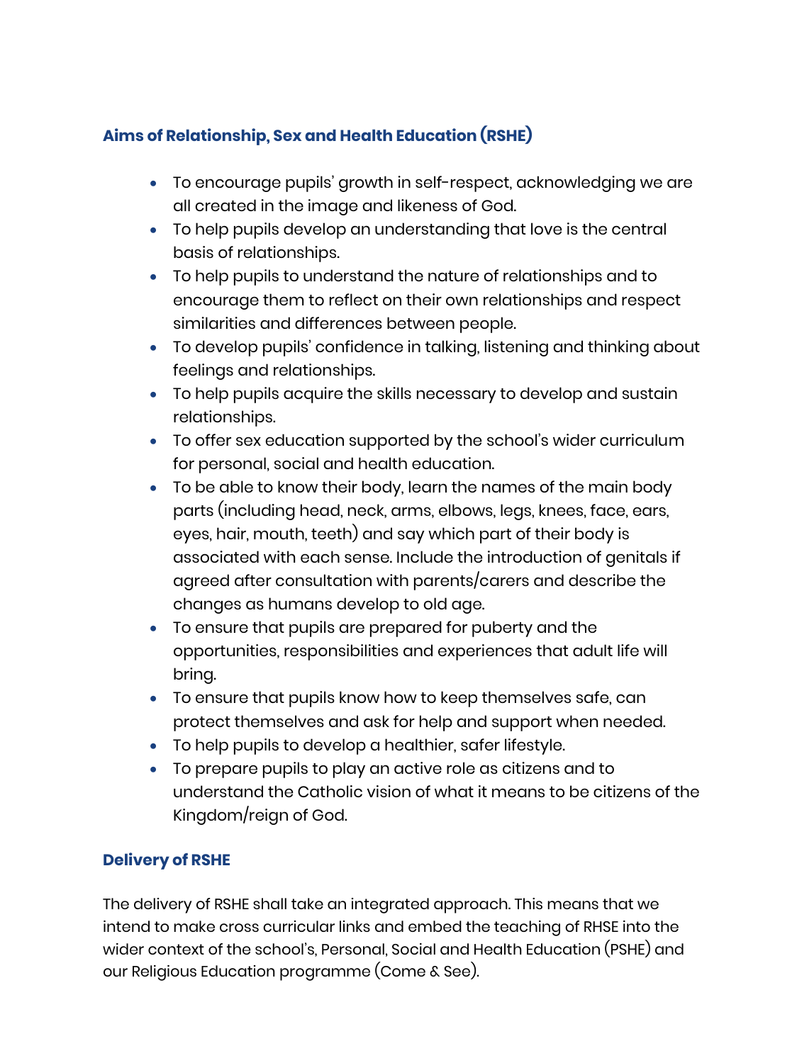## Aims of Relationship, Sex and Health Education (RSHE)

- To encourage pupils' growth in self-respect, acknowledging we are all created in the image and likeness of God.
- To help pupils develop an understanding that love is the central basis of relationships.
- To help pupils to understand the nature of relationships and to encourage them to reflect on their own relationships and respect similarities and differences between people.
- To develop pupils' confidence in talking, listening and thinking about feelings and relationships.
- To help pupils acquire the skills necessary to develop and sustain relationships.
- To offer sex education supported by the school's wider curriculum for personal, social and health education.
- To be able to know their body, learn the names of the main body parts (including head, neck, arms, elbows, legs, knees, face, ears, eyes, hair, mouth, teeth) and say which part of their body is associated with each sense. Include the introduction of genitals if agreed after consultation with parents/carers and describe the changes as humans develop to old age.
- To ensure that pupils are prepared for puberty and the opportunities, responsibilities and experiences that adult life will bring.
- To ensure that pupils know how to keep themselves safe, can protect themselves and ask for help and support when needed.
- To help pupils to develop a healthier, safer lifestyle.
- To prepare pupils to play an active role as citizens and to understand the Catholic vision of what it means to be citizens of the Kingdom/reign of God.

## Delivery of RSHE

The delivery of RSHE shall take an integrated approach. This means that we intend to make cross curricular links and embed the teaching of RHSE into the wider context of the school's, Personal, Social and Health Education (PSHE) and our Religious Education programme (Come & See).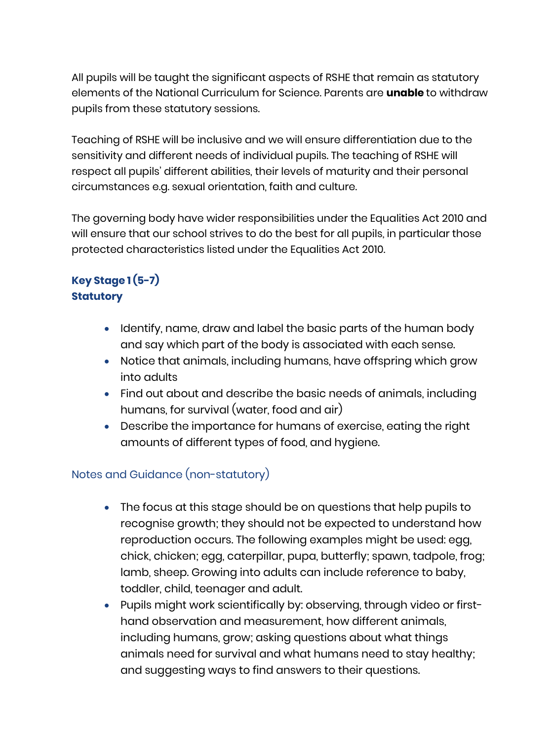All pupils will be taught the significant aspects of RSHE that remain as statutory elements of the National Curriculum for Science. Parents are **unable** to withdraw pupils from these statutory sessions.

Teaching of RSHE will be inclusive and we will ensure differentiation due to the sensitivity and different needs of individual pupils. The teaching of RSHE will respect all pupils' different abilities, their levels of maturity and their personal circumstances e.g. sexual orientation, faith and culture.

The governing body have wider responsibilities under the Equalities Act 2010 and will ensure that our school strives to do the best for all pupils, in particular those protected characteristics listed under the Equalities Act 2010.

### Key Stage 1 (5-7)
### Statutory

- Identify, name, draw and label the basic parts of the human body and say which part of the body is associated with each sense.
- Notice that animals, including humans, have offspring which grow into adults
- Find out about and describe the basic needs of animals, including humans, for survival (water, food and air)
- Describe the importance for humans of exercise, eating the right amounts of different types of food, and hygiene.

#### Notes and Guidance (non-statutory)

- The focus at this stage should be on questions that help pupils to recognise growth; they should not be expected to understand how reproduction occurs. The following examples might be used: egg, chick, chicken; egg, caterpillar, pupa, butterfly; spawn, tadpole, frog; lamb, sheep. Growing into adults can include reference to baby, toddler, child, teenager and adult.
- Pupils might work scientifically by: observing, through video or first-hand observation and measurement, how different animals, including humans, grow; asking questions about what things animals need for survival and what humans need to stay healthy; and suggesting ways to find answers to their questions.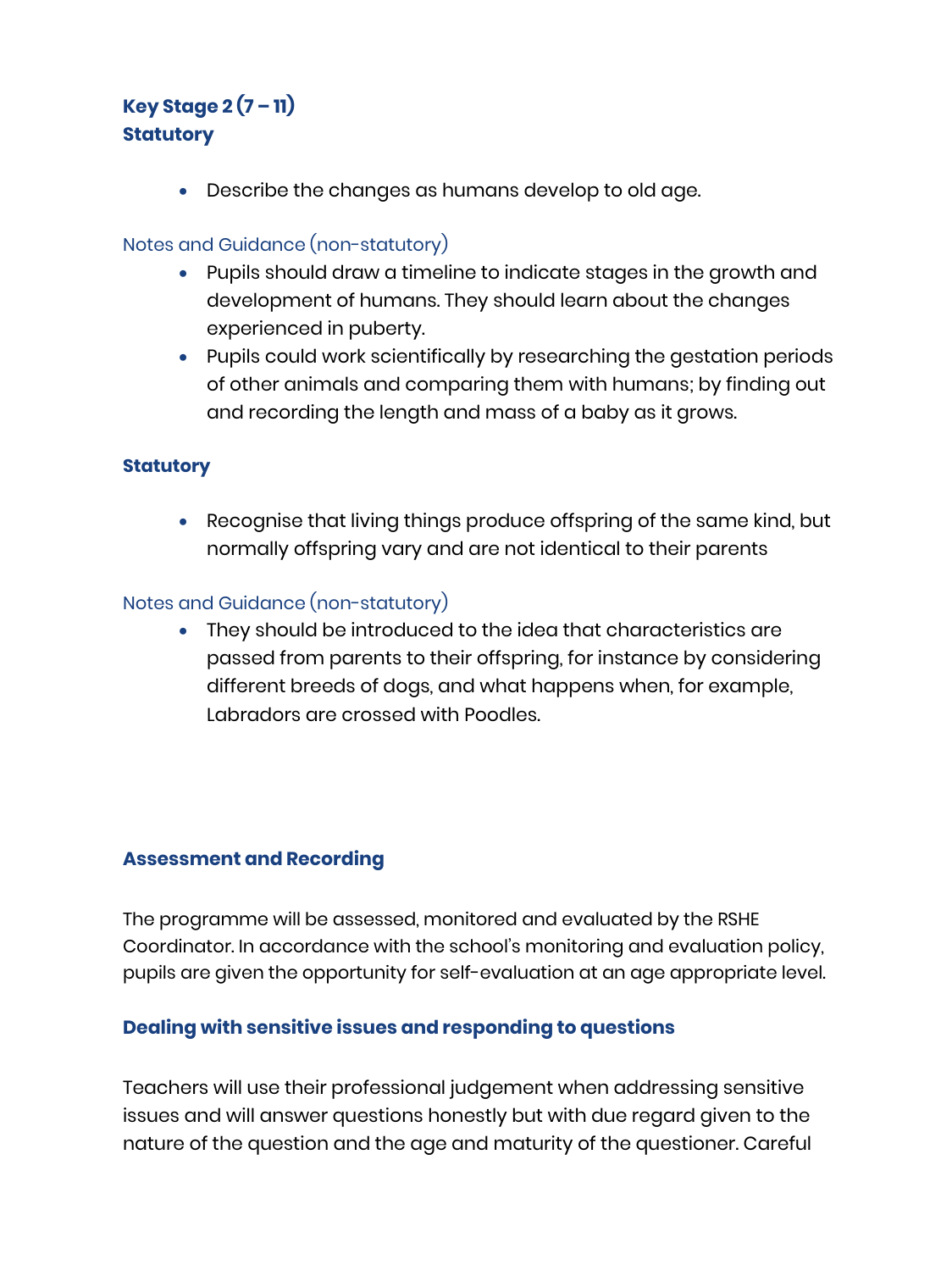### Key Stage 2 (7 – 11)

**Statutory**

- Describe the changes as humans develop to old age.

Notes and Guidance (non-statutory)

- Pupils should draw a timeline to indicate stages in the growth and development of humans. They should learn about the changes experienced in puberty.
- Pupils could work scientifically by researching the gestation periods of other animals and comparing them with humans; by finding out and recording the length and mass of a baby as it grows.

**Statutory**

- Recognise that living things produce offspring of the same kind, but normally offspring vary and are not identical to their parents

Notes and Guidance (non-statutory)

- They should be introduced to the idea that characteristics are passed from parents to their offspring, for instance by considering different breeds of dogs, and what happens when, for example, Labradors are crossed with Poodles.

## Assessment and Recording

The programme will be assessed, monitored and evaluated by the RSHE Coordinator. In accordance with the school's monitoring and evaluation policy, pupils are given the opportunity for self-evaluation at an age appropriate level.

## Dealing with sensitive issues and responding to questions

Teachers will use their professional judgement when addressing sensitive issues and will answer questions honestly but with due regard given to the nature of the question and the age and maturity of the questioner. Careful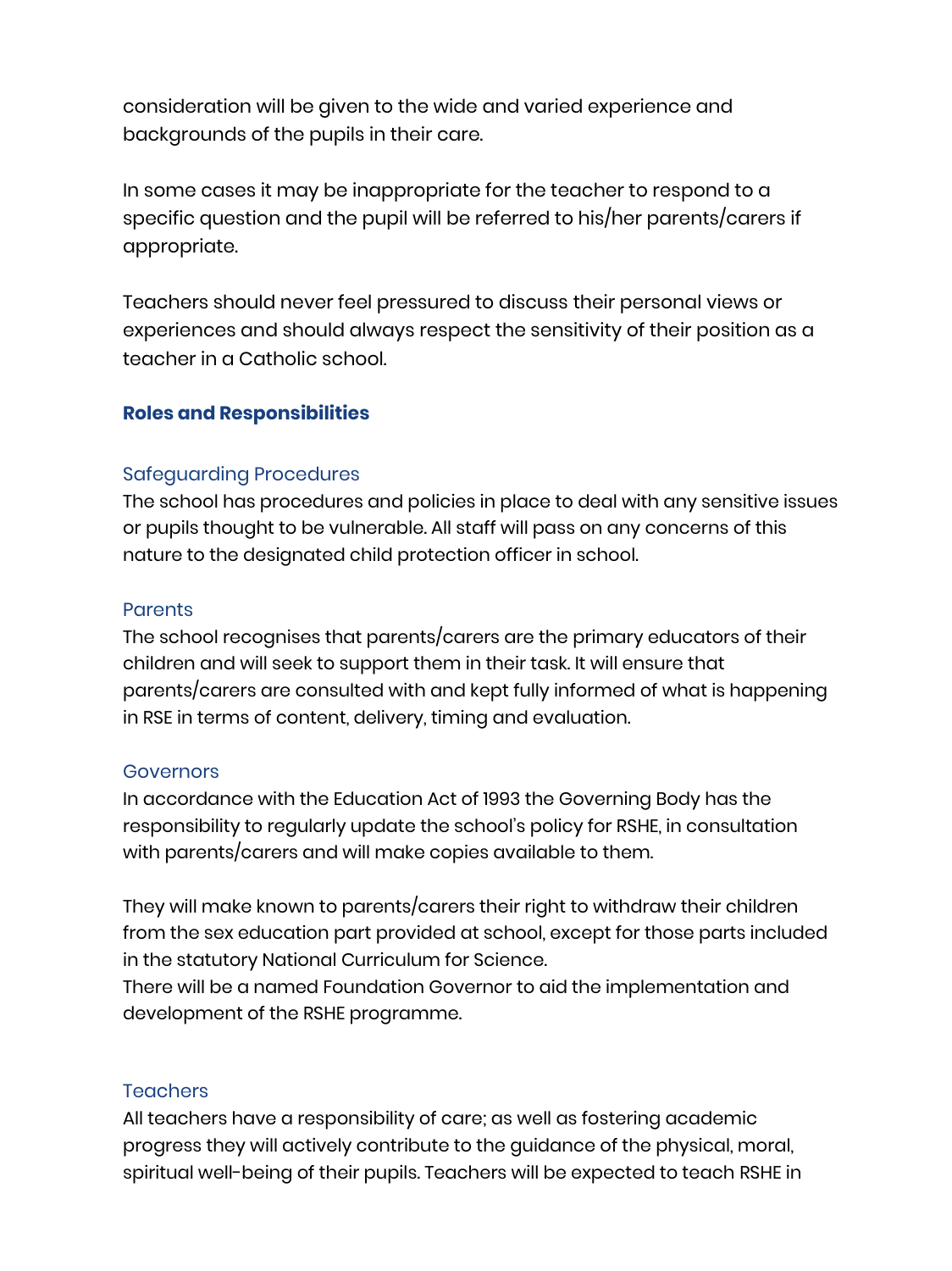consideration will be given to the wide and varied experience and backgrounds of the pupils in their care.

In some cases it may be inappropriate for the teacher to respond to a specific question and the pupil will be referred to his/her parents/carers if appropriate.

Teachers should never feel pressured to discuss their personal views or experiences and should always respect the sensitivity of their position as a teacher in a Catholic school.

## Roles and Responsibilities

### Safeguarding Procedures

The school has procedures and policies in place to deal with any sensitive issues or pupils thought to be vulnerable. All staff will pass on any concerns of this nature to the designated child protection officer in school.

### Parents

The school recognises that parents/carers are the primary educators of their children and will seek to support them in their task. It will ensure that parents/carers are consulted with and kept fully informed of what is happening in RSE in terms of content, delivery, timing and evaluation.

### Governors

In accordance with the Education Act of 1993 the Governing Body has the responsibility to regularly update the school's policy for RSHE, in consultation with parents/carers and will make copies available to them.

They will make known to parents/carers their right to withdraw their children from the sex education part provided at school, except for those parts included in the statutory National Curriculum for Science.
There will be a named Foundation Governor to aid the implementation and development of the RSHE programme.

### Teachers

All teachers have a responsibility of care; as well as fostering academic progress they will actively contribute to the guidance of the physical, moral, spiritual well-being of their pupils. Teachers will be expected to teach RSHE in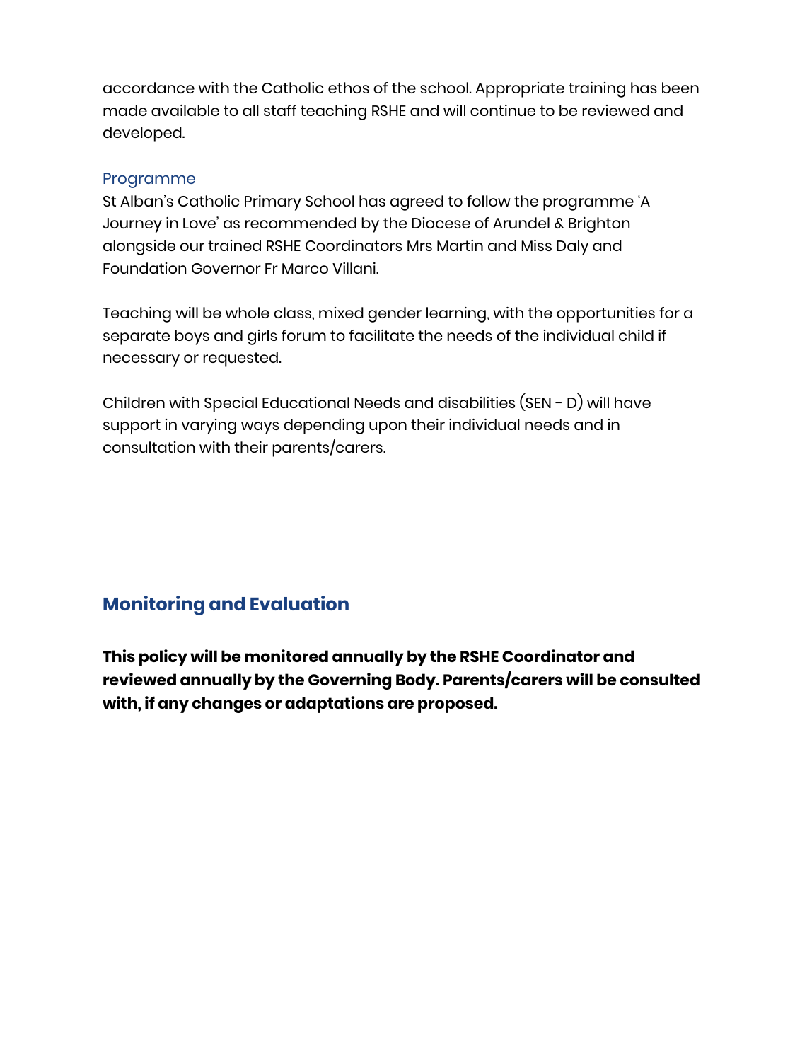accordance with the Catholic ethos of the school. Appropriate training has been made available to all staff teaching RSHE and will continue to be reviewed and developed.

### Programme

St Alban's Catholic Primary School has agreed to follow the programme 'A Journey in Love' as recommended by the Diocese of Arundel & Brighton alongside our trained RSHE Coordinators Mrs Martin and Miss Daly and Foundation Governor Fr Marco Villani.

Teaching will be whole class, mixed gender learning, with the opportunities for a separate boys and girls forum to facilitate the needs of the individual child if necessary or requested.

Children with Special Educational Needs and disabilities (SEN - D) will have support in varying ways depending upon their individual needs and in consultation with their parents/carers.

## Monitoring and Evaluation

**This policy will be monitored annually by the RSHE Coordinator and reviewed annually by the Governing Body. Parents/carers will be consulted with, if any changes or adaptations are proposed.**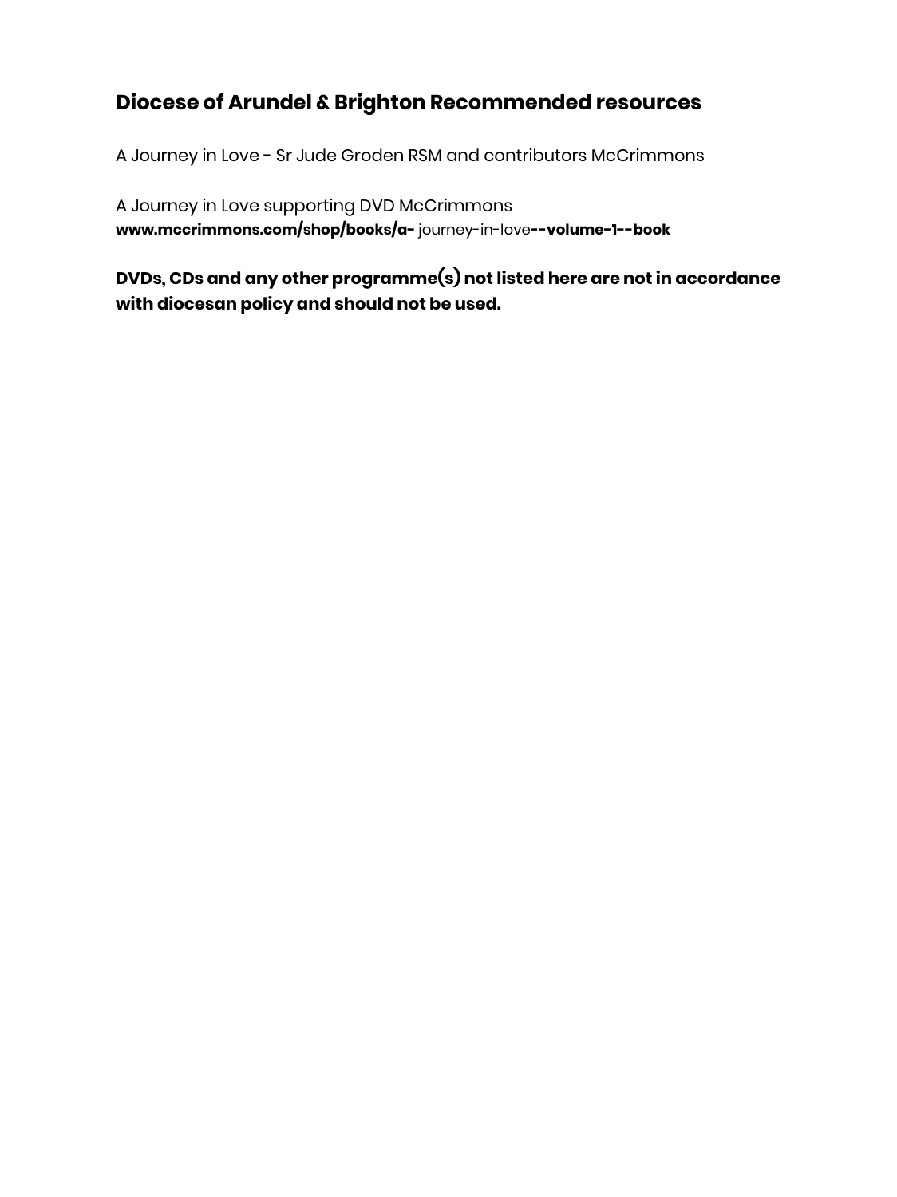## Diocese of Arundel & Brighton Recommended resources

A Journey in Love - Sr Jude Groden RSM and contributors McCrimmons

A Journey in Love supporting DVD McCrimmons
**www.mccrimmons.com/shop/books/a-** journey-in-love**--volume-1--book**

**DVDs, CDs and any other programme(s) not listed here are not in accordance with diocesan policy and should not be used.**